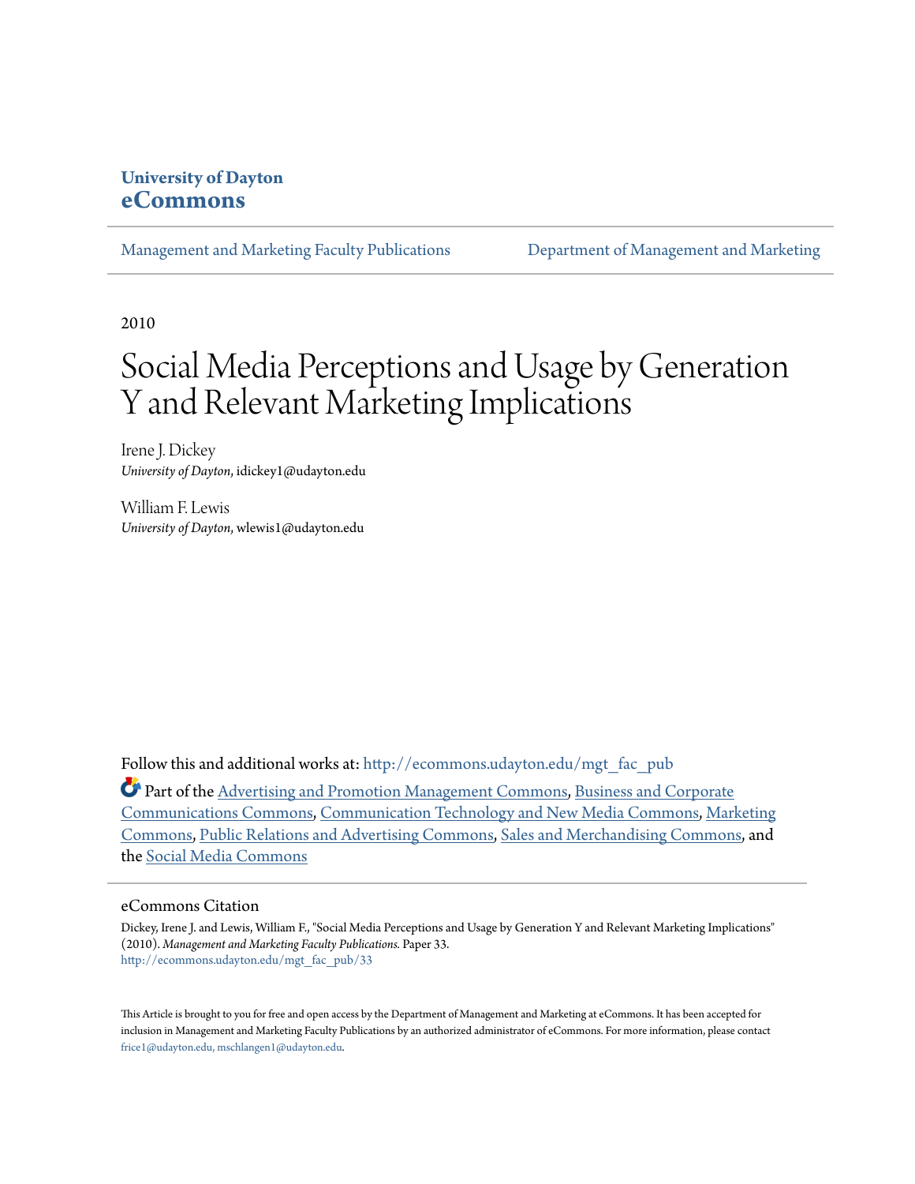**University of Dayton**
**eCommons**

Management and Marketing Faculty Publications | Department of Management and Marketing

2010

# Social Media Perceptions and Usage by Generation Y and Relevant Marketing Implications

Irene J. Dickey
*University of Dayton*, idickey1@udayton.edu

William F. Lewis
*University of Dayton*, wlewis1@udayton.edu

Follow this and additional works at: http://ecommons.udayton.edu/mgt_fac_pub

Part of the Advertising and Promotion Management Commons, Business and Corporate Communications Commons, Communication Technology and New Media Commons, Marketing Commons, Public Relations and Advertising Commons, Sales and Merchandising Commons, and the Social Media Commons

## eCommons Citation

Dickey, Irene J. and Lewis, William F., "Social Media Perceptions and Usage by Generation Y and Relevant Marketing Implications" (2010). *Management and Marketing Faculty Publications.* Paper 33.
http://ecommons.udayton.edu/mgt_fac_pub/33

This Article is brought to you for free and open access by the Department of Management and Marketing at eCommons. It has been accepted for inclusion in Management and Marketing Faculty Publications by an authorized administrator of eCommons. For more information, please contact frice1@udayton.edu, mschlangen1@udayton.edu.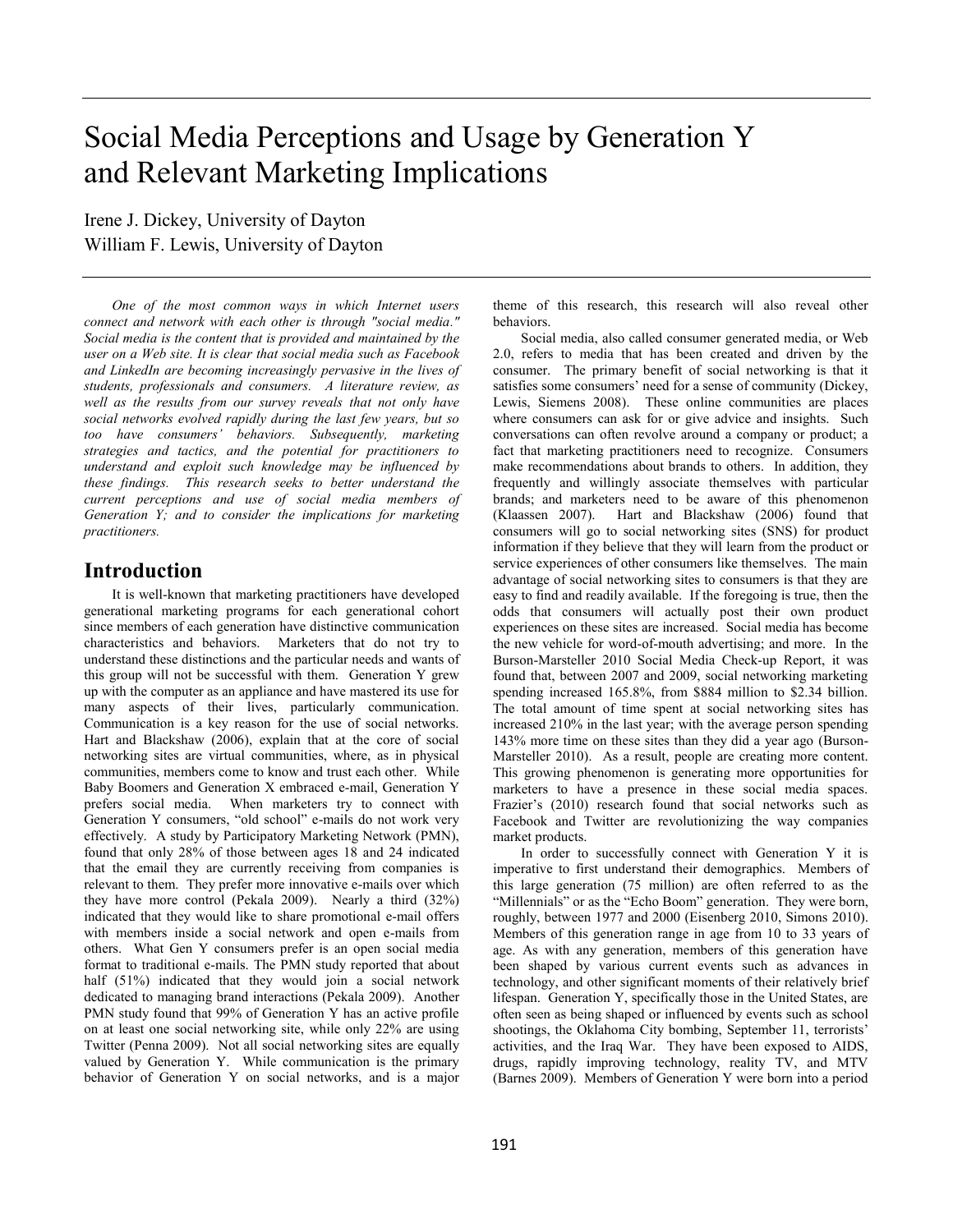# Social Media Perceptions and Usage by Generation Y and Relevant Marketing Implications

Irene J. Dickey, University of Dayton
William F. Lewis, University of Dayton

*One of the most common ways in which Internet users connect and network with each other is through "social media." Social media is the content that is provided and maintained by the user on a Web site. It is clear that social media such as Facebook and LinkedIn are becoming increasingly pervasive in the lives of students, professionals and consumers. A literature review, as well as the results from our survey reveals that not only have social networks evolved rapidly during the last few years, but so too have consumers' behaviors. Subsequently, marketing strategies and tactics, and the potential for practitioners to understand and exploit such knowledge may be influenced by these findings. This research seeks to better understand the current perceptions and use of social media members of Generation Y; and to consider the implications for marketing practitioners.*

## Introduction

It is well-known that marketing practitioners have developed generational marketing programs for each generational cohort since members of each generation have distinctive communication characteristics and behaviors. Marketers that do not try to understand these distinctions and the particular needs and wants of this group will not be successful with them. Generation Y grew up with the computer as an appliance and have mastered its use for many aspects of their lives, particularly communication. Communication is a key reason for the use of social networks. Hart and Blackshaw (2006), explain that at the core of social networking sites are virtual communities, where, as in physical communities, members come to know and trust each other. While Baby Boomers and Generation X embraced e-mail, Generation Y prefers social media. When marketers try to connect with Generation Y consumers, "old school" e-mails do not work very effectively. A study by Participatory Marketing Network (PMN), found that only 28% of those between ages 18 and 24 indicated that the email they are currently receiving from companies is relevant to them. They prefer more innovative e-mails over which they have more control (Pekala 2009). Nearly a third (32%) indicated that they would like to share promotional e-mail offers with members inside a social network and open e-mails from others. What Gen Y consumers prefer is an open social media format to traditional e-mails. The PMN study reported that about half (51%) indicated that they would join a social network dedicated to managing brand interactions (Pekala 2009). Another PMN study found that 99% of Generation Y has an active profile on at least one social networking site, while only 22% are using Twitter (Penna 2009). Not all social networking sites are equally valued by Generation Y. While communication is the primary behavior of Generation Y on social networks, and is a major theme of this research, this research will also reveal other behaviors.

Social media, also called consumer generated media, or Web 2.0, refers to media that has been created and driven by the consumer. The primary benefit of social networking is that it satisfies some consumers' need for a sense of community (Dickey, Lewis, Siemens 2008). These online communities are places where consumers can ask for or give advice and insights. Such conversations can often revolve around a company or product; a fact that marketing practitioners need to recognize. Consumers make recommendations about brands to others. In addition, they frequently and willingly associate themselves with particular brands; and marketers need to be aware of this phenomenon (Klaassen 2007). Hart and Blackshaw (2006) found that consumers will go to social networking sites (SNS) for product information if they believe that they will learn from the product or service experiences of other consumers like themselves. The main advantage of social networking sites to consumers is that they are easy to find and readily available. If the foregoing is true, then the odds that consumers will actually post their own product experiences on these sites are increased. Social media has become the new vehicle for word-of-mouth advertising; and more. In the Burson-Marsteller 2010 Social Media Check-up Report, it was found that, between 2007 and 2009, social networking marketing spending increased 165.8%, from $884 million to $2.34 billion. The total amount of time spent at social networking sites has increased 210% in the last year; with the average person spending 143% more time on these sites than they did a year ago (Burson-Marsteller 2010). As a result, people are creating more content. This growing phenomenon is generating more opportunities for marketers to have a presence in these social media spaces. Frazier's (2010) research found that social networks such as Facebook and Twitter are revolutionizing the way companies market products.

In order to successfully connect with Generation Y it is imperative to first understand their demographics. Members of this large generation (75 million) are often referred to as the "Millennials" or as the "Echo Boom" generation. They were born, roughly, between 1977 and 2000 (Eisenberg 2010, Simons 2010). Members of this generation range in age from 10 to 33 years of age. As with any generation, members of this generation have been shaped by various current events such as advances in technology, and other significant moments of their relatively brief lifespan. Generation Y, specifically those in the United States, are often seen as being shaped or influenced by events such as school shootings, the Oklahoma City bombing, September 11, terrorists' activities, and the Iraq War. They have been exposed to AIDS, drugs, rapidly improving technology, reality TV, and MTV (Barnes 2009). Members of Generation Y were born into a period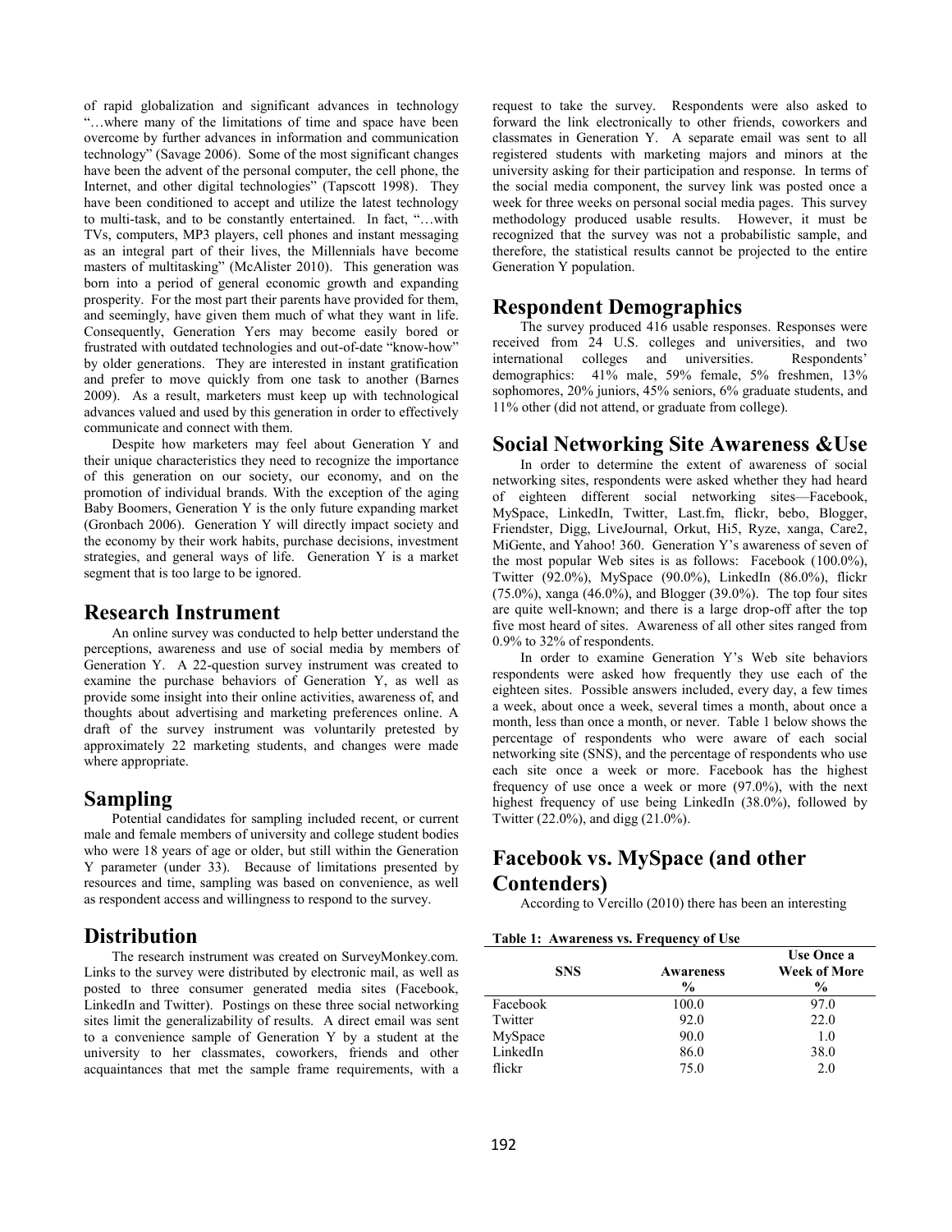of rapid globalization and significant advances in technology "…where many of the limitations of time and space have been overcome by further advances in information and communication technology" (Savage 2006). Some of the most significant changes have been the advent of the personal computer, the cell phone, the Internet, and other digital technologies" (Tapscott 1998). They have been conditioned to accept and utilize the latest technology to multi-task, and to be constantly entertained. In fact, "…with TVs, computers, MP3 players, cell phones and instant messaging as an integral part of their lives, the Millennials have become masters of multitasking" (McAlister 2010). This generation was born into a period of general economic growth and expanding prosperity. For the most part their parents have provided for them, and seemingly, have given them much of what they want in life. Consequently, Generation Yers may become easily bored or frustrated with outdated technologies and out-of-date "know-how" by older generations. They are interested in instant gratification and prefer to move quickly from one task to another (Barnes 2009). As a result, marketers must keep up with technological advances valued and used by this generation in order to effectively communicate and connect with them.

Despite how marketers may feel about Generation Y and their unique characteristics they need to recognize the importance of this generation on our society, our economy, and on the promotion of individual brands. With the exception of the aging Baby Boomers, Generation Y is the only future expanding market (Gronbach 2006). Generation Y will directly impact society and the economy by their work habits, purchase decisions, investment strategies, and general ways of life. Generation Y is a market segment that is too large to be ignored.

## Research Instrument

An online survey was conducted to help better understand the perceptions, awareness and use of social media by members of Generation Y. A 22-question survey instrument was created to examine the purchase behaviors of Generation Y, as well as provide some insight into their online activities, awareness of, and thoughts about advertising and marketing preferences online. A draft of the survey instrument was voluntarily pretested by approximately 22 marketing students, and changes were made where appropriate.

## Sampling

Potential candidates for sampling included recent, or current male and female members of university and college student bodies who were 18 years of age or older, but still within the Generation Y parameter (under 33). Because of limitations presented by resources and time, sampling was based on convenience, as well as respondent access and willingness to respond to the survey.

## Distribution

The research instrument was created on SurveyMonkey.com. Links to the survey were distributed by electronic mail, as well as posted to three consumer generated media sites (Facebook, LinkedIn and Twitter). Postings on these three social networking sites limit the generalizability of results. A direct email was sent to a convenience sample of Generation Y by a student at the university to her classmates, coworkers, friends and other acquaintances that met the sample frame requirements, with a request to take the survey. Respondents were also asked to forward the link electronically to other friends, coworkers and classmates in Generation Y. A separate email was sent to all registered students with marketing majors and minors at the university asking for their participation and response. In terms of the social media component, the survey link was posted once a week for three weeks on personal social media pages. This survey methodology produced usable results. However, it must be recognized that the survey was not a probabilistic sample, and therefore, the statistical results cannot be projected to the entire Generation Y population.

## Respondent Demographics

The survey produced 416 usable responses. Responses were received from 24 U.S. colleges and universities, and two international colleges and universities. Respondents' demographics: 41% male, 59% female, 5% freshmen, 13% sophomores, 20% juniors, 45% seniors, 6% graduate students, and 11% other (did not attend, or graduate from college).

## Social Networking Site Awareness &Use

In order to determine the extent of awareness of social networking sites, respondents were asked whether they had heard of eighteen different social networking sites—Facebook, MySpace, LinkedIn, Twitter, Last.fm, flickr, bebo, Blogger, Friendster, Digg, LiveJournal, Orkut, Hi5, Ryze, xanga, Care2, MiGente, and Yahoo! 360. Generation Y's awareness of seven of the most popular Web sites is as follows: Facebook (100.0%), Twitter (92.0%), MySpace (90.0%), LinkedIn (86.0%), flickr (75.0%), xanga (46.0%), and Blogger (39.0%). The top four sites are quite well-known; and there is a large drop-off after the top five most heard of sites. Awareness of all other sites ranged from 0.9% to 32% of respondents.

In order to examine Generation Y's Web site behaviors respondents were asked how frequently they use each of the eighteen sites. Possible answers included, every day, a few times a week, about once a week, several times a month, about once a month, less than once a month, or never. Table 1 below shows the percentage of respondents who were aware of each social networking site (SNS), and the percentage of respondents who use each site once a week or more. Facebook has the highest frequency of use once a week or more (97.0%), with the next highest frequency of use being LinkedIn (38.0%), followed by Twitter (22.0%), and digg (21.0%).

## Facebook vs. MySpace (and other Contenders)

According to Vercillo (2010) there has been an interesting

**Table 1: Awareness vs. Frequency of Use**

| SNS | Awareness % | Use Once a Week of More % |
|---|---|---|
| Facebook | 100.0 | 97.0 |
| Twitter | 92.0 | 22.0 |
| MySpace | 90.0 | 1.0 |
| LinkedIn | 86.0 | 38.0 |
| flickr | 75.0 | 2.0 |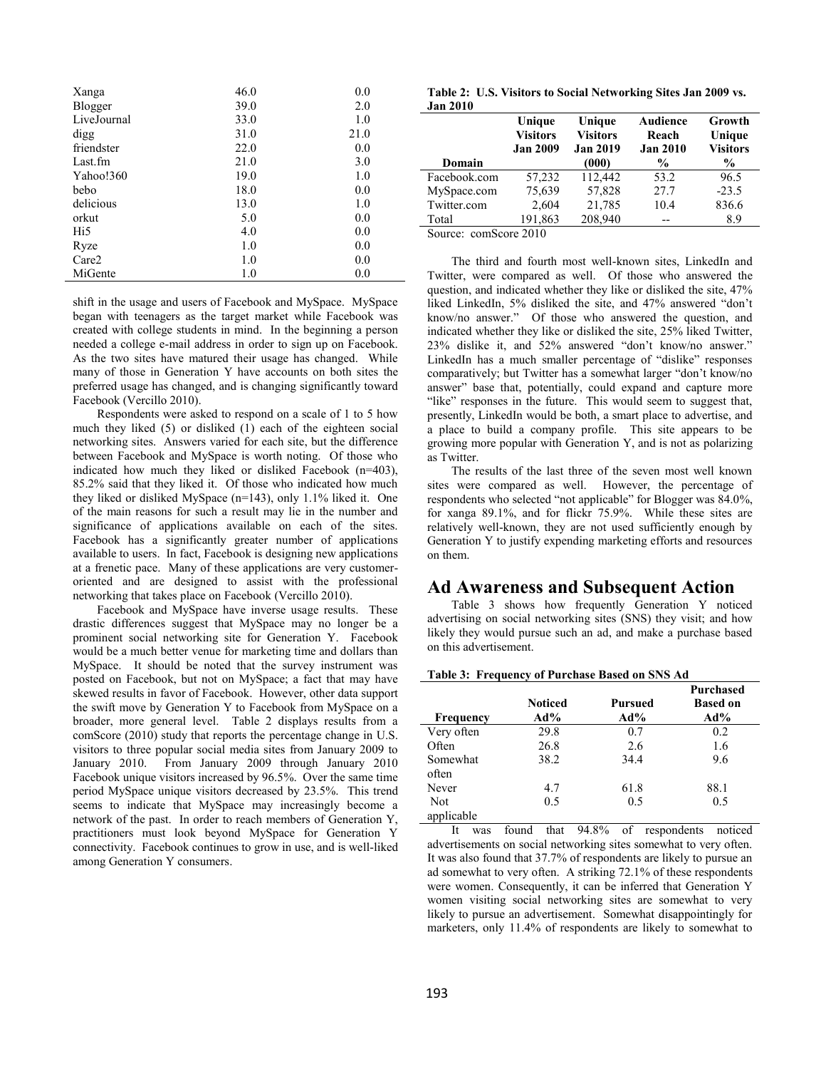| | | |
|---|---|---|
| Xanga | 46.0 | 0.0 |
| Blogger | 39.0 | 2.0 |
| LiveJournal | 33.0 | 1.0 |
| digg | 31.0 | 21.0 |
| friendster | 22.0 | 0.0 |
| Last.fm | 21.0 | 3.0 |
| Yahoo!360 | 19.0 | 1.0 |
| bebo | 18.0 | 0.0 |
| delicious | 13.0 | 1.0 |
| orkut | 5.0 | 0.0 |
| Hi5 | 4.0 | 0.0 |
| Ryze | 1.0 | 0.0 |
| Care2 | 1.0 | 0.0 |
| MiGente | 1.0 | 0.0 |

shift in the usage and users of Facebook and MySpace. MySpace began with teenagers as the target market while Facebook was created with college students in mind. In the beginning a person needed a college e-mail address in order to sign up on Facebook. As the two sites have matured their usage has changed. While many of those in Generation Y have accounts on both sites the preferred usage has changed, and is changing significantly toward Facebook (Vercillo 2010).

Respondents were asked to respond on a scale of 1 to 5 how much they liked (5) or disliked (1) each of the eighteen social networking sites. Answers varied for each site, but the difference between Facebook and MySpace is worth noting. Of those who indicated how much they liked or disliked Facebook (n=403), 85.2% said that they liked it. Of those who indicated how much they liked or disliked MySpace (n=143), only 1.1% liked it. One of the main reasons for such a result may lie in the number and significance of applications available on each of the sites. Facebook has a significantly greater number of applications available to users. In fact, Facebook is designing new applications at a frenetic pace. Many of these applications are very customer-oriented and are designed to assist with the professional networking that takes place on Facebook (Vercillo 2010).

Facebook and MySpace have inverse usage results. These drastic differences suggest that MySpace may no longer be a prominent social networking site for Generation Y. Facebook would be a much better venue for marketing time and dollars than MySpace. It should be noted that the survey instrument was posted on Facebook, but not on MySpace; a fact that may have skewed results in favor of Facebook. However, other data support the swift move by Generation Y to Facebook from MySpace on a broader, more general level. Table 2 displays results from a comScore (2010) study that reports the percentage change in U.S. visitors to three popular social media sites from January 2009 to January 2010. From January 2009 through January 2010 Facebook unique visitors increased by 96.5%. Over the same time period MySpace unique visitors decreased by 23.5%. This trend seems to indicate that MySpace may increasingly become a network of the past. In order to reach members of Generation Y, practitioners must look beyond MySpace for Generation Y connectivity. Facebook continues to grow in use, and is well-liked among Generation Y consumers.

**Table 2: U.S. Visitors to Social Networking Sites Jan 2009 vs. Jan 2010**

| Domain | Unique Visitors Jan 2009 | Unique Visitors Jan 2019 (000) | Audience Reach Jan 2010 % | Growth Unique Visitors % |
|---|---|---|---|---|
| Facebook.com | 57,232 | 112,442 | 53.2 | 96.5 |
| MySpace.com | 75,639 | 57,828 | 27.7 | -23.5 |
| Twitter.com | 2,604 | 21,785 | 10.4 | 836.6 |
| Total | 191,863 | 208,940 | -- | 8.9 |

Source: comScore 2010

The third and fourth most well-known sites, LinkedIn and Twitter, were compared as well. Of those who answered the question, and indicated whether they like or disliked the site, 47% liked LinkedIn, 5% disliked the site, and 47% answered "don't know/no answer." Of those who answered the question, and indicated whether they like or disliked the site, 25% liked Twitter, 23% dislike it, and 52% answered "don't know/no answer." LinkedIn has a much smaller percentage of "dislike" responses comparatively; but Twitter has a somewhat larger "don't know/no answer" base that, potentially, could expand and capture more "like" responses in the future. This would seem to suggest that, presently, LinkedIn would be both, a smart place to advertise, and a place to build a company profile. This site appears to be growing more popular with Generation Y, and is not as polarizing as Twitter.

The results of the last three of the seven most well known sites were compared as well. However, the percentage of respondents who selected "not applicable" for Blogger was 84.0%, for xanga 89.1%, and for flickr 75.9%. While these sites are relatively well-known, they are not used sufficiently enough by Generation Y to justify expending marketing efforts and resources on them.

## Ad Awareness and Subsequent Action

Table 3 shows how frequently Generation Y noticed advertising on social networking sites (SNS) they visit; and how likely they would pursue such an ad, and make a purchase based on this advertisement.

**Table 3: Frequency of Purchase Based on SNS Ad**

| Frequency | Noticed Ad% | Pursued Ad% | Purchased Based on Ad% |
|---|---|---|---|
| Very often | 29.8 | 0.7 | 0.2 |
| Often | 26.8 | 2.6 | 1.6 |
| Somewhat often | 38.2 | 34.4 | 9.6 |
| Never | 4.7 | 61.8 | 88.1 |
| Not applicable | 0.5 | 0.5 | 0.5 |

It was found that 94.8% of respondents noticed advertisements on social networking sites somewhat to very often. It was also found that 37.7% of respondents are likely to pursue an ad somewhat to very often. A striking 72.1% of these respondents were women. Consequently, it can be inferred that Generation Y women visiting social networking sites are somewhat to very likely to pursue an advertisement. Somewhat disappointingly for marketers, only 11.4% of respondents are likely to somewhat to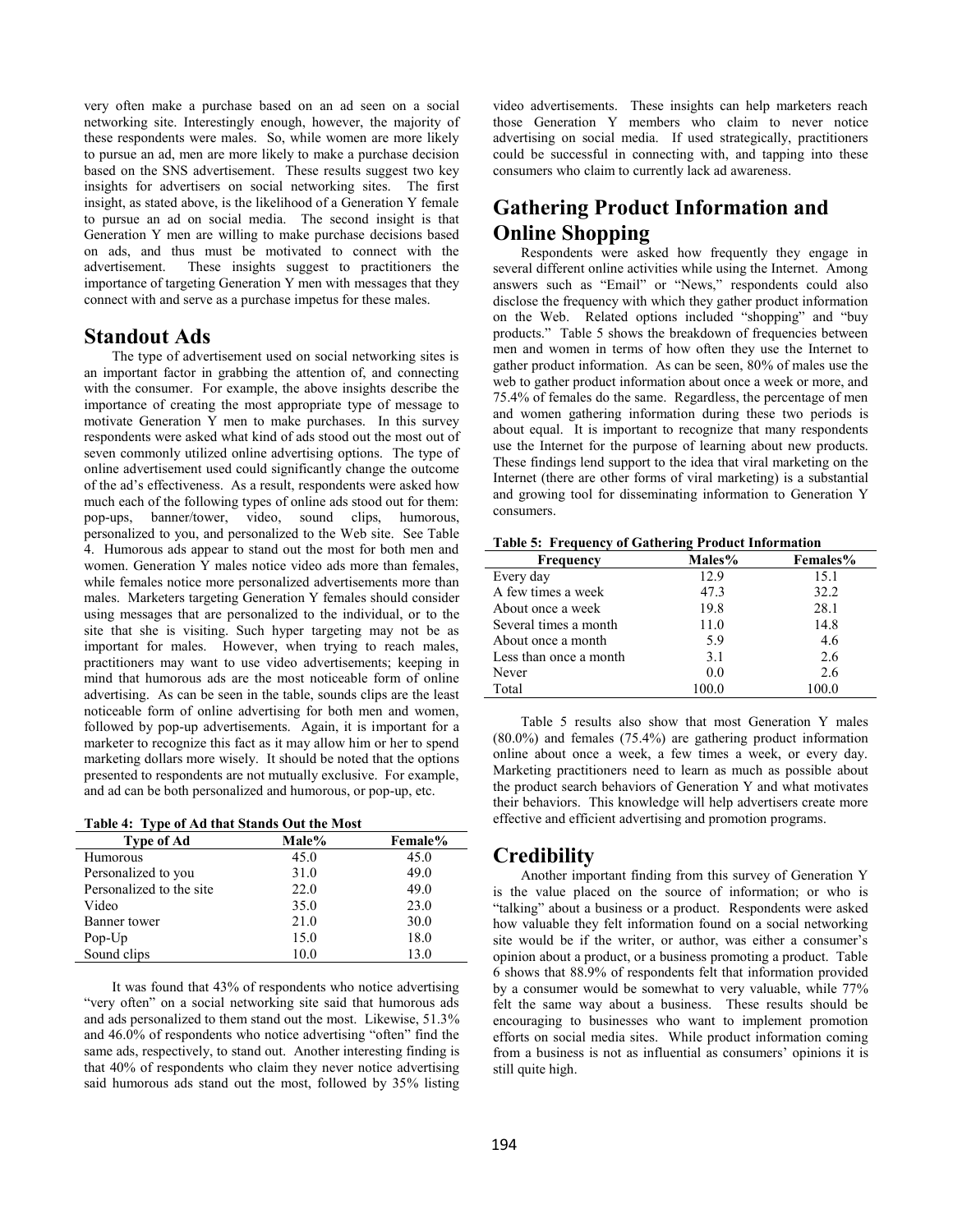very often make a purchase based on an ad seen on a social networking site. Interestingly enough, however, the majority of these respondents were males. So, while women are more likely to pursue an ad, men are more likely to make a purchase decision based on the SNS advertisement. These results suggest two key insights for advertisers on social networking sites. The first insight, as stated above, is the likelihood of a Generation Y female to pursue an ad on social media. The second insight is that Generation Y men are willing to make purchase decisions based on ads, and thus must be motivated to connect with the advertisement. These insights suggest to practitioners the importance of targeting Generation Y men with messages that they connect with and serve as a purchase impetus for these males.

## Standout Ads

The type of advertisement used on social networking sites is an important factor in grabbing the attention of, and connecting with the consumer. For example, the above insights describe the importance of creating the most appropriate type of message to motivate Generation Y men to make purchases. In this survey respondents were asked what kind of ads stood out the most out of seven commonly utilized online advertising options. The type of online advertisement used could significantly change the outcome of the ad's effectiveness. As a result, respondents were asked how much each of the following types of online ads stood out for them: pop-ups, banner/tower, video, sound clips, humorous, personalized to you, and personalized to the Web site. See Table 4. Humorous ads appear to stand out the most for both men and women. Generation Y males notice video ads more than females, while females notice more personalized advertisements more than males. Marketers targeting Generation Y females should consider using messages that are personalized to the individual, or to the site that she is visiting. Such hyper targeting may not be as important for males. However, when trying to reach males, practitioners may want to use video advertisements; keeping in mind that humorous ads are the most noticeable form of online advertising. As can be seen in the table, sounds clips are the least noticeable form of online advertising for both men and women, followed by pop-up advertisements. Again, it is important for a marketer to recognize this fact as it may allow him or her to spend marketing dollars more wisely. It should be noted that the options presented to respondents are not mutually exclusive. For example, and ad can be both personalized and humorous, or pop-up, etc.

**Table 4: Type of Ad that Stands Out the Most**

| Type of Ad | Male% | Female% |
|---|---|---|
| Humorous | 45.0 | 45.0 |
| Personalized to you | 31.0 | 49.0 |
| Personalized to the site | 22.0 | 49.0 |
| Video | 35.0 | 23.0 |
| Banner tower | 21.0 | 30.0 |
| Pop-Up | 15.0 | 18.0 |
| Sound clips | 10.0 | 13.0 |

It was found that 43% of respondents who notice advertising "very often" on a social networking site said that humorous ads and ads personalized to them stand out the most. Likewise, 51.3% and 46.0% of respondents who notice advertising "often" find the same ads, respectively, to stand out. Another interesting finding is that 40% of respondents who claim they never notice advertising said humorous ads stand out the most, followed by 35% listing video advertisements. These insights can help marketers reach those Generation Y members who claim to never notice advertising on social media. If used strategically, practitioners could be successful in connecting with, and tapping into these consumers who claim to currently lack ad awareness.

## Gathering Product Information and Online Shopping

Respondents were asked how frequently they engage in several different online activities while using the Internet. Among answers such as "Email" or "News," respondents could also disclose the frequency with which they gather product information on the Web. Related options included "shopping" and "buy products." Table 5 shows the breakdown of frequencies between men and women in terms of how often they use the Internet to gather product information. As can be seen, 80% of males use the web to gather product information about once a week or more, and 75.4% of females do the same. Regardless, the percentage of men and women gathering information during these two periods is about equal. It is important to recognize that many respondents use the Internet for the purpose of learning about new products. These findings lend support to the idea that viral marketing on the Internet (there are other forms of viral marketing) is a substantial and growing tool for disseminating information to Generation Y consumers.

**Table 5: Frequency of Gathering Product Information**

| Frequency | Males% | Females% |
|---|---|---|
| Every day | 12.9 | 15.1 |
| A few times a week | 47.3 | 32.2 |
| About once a week | 19.8 | 28.1 |
| Several times a month | 11.0 | 14.8 |
| About once a month | 5.9 | 4.6 |
| Less than once a month | 3.1 | 2.6 |
| Never | 0.0 | 2.6 |
| Total | 100.0 | 100.0 |

Table 5 results also show that most Generation Y males (80.0%) and females (75.4%) are gathering product information online about once a week, a few times a week, or every day. Marketing practitioners need to learn as much as possible about the product search behaviors of Generation Y and what motivates their behaviors. This knowledge will help advertisers create more effective and efficient advertising and promotion programs.

## Credibility

Another important finding from this survey of Generation Y is the value placed on the source of information; or who is "talking" about a business or a product. Respondents were asked how valuable they felt information found on a social networking site would be if the writer, or author, was either a consumer's opinion about a product, or a business promoting a product. Table 6 shows that 88.9% of respondents felt that information provided by a consumer would be somewhat to very valuable, while 77% felt the same way about a business. These results should be encouraging to businesses who want to implement promotion efforts on social media sites. While product information coming from a business is not as influential as consumers' opinions it is still quite high.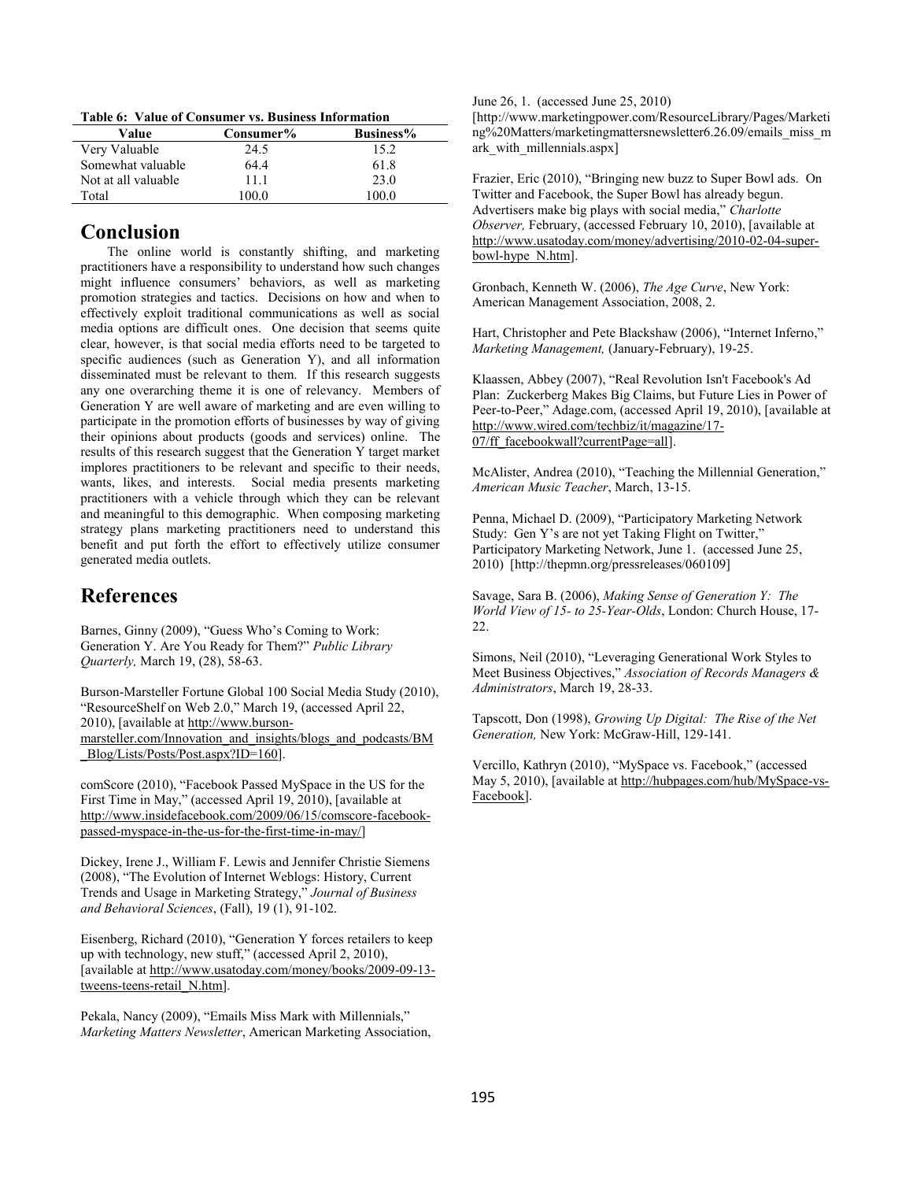**Table 6: Value of Consumer vs. Business Information**

| Value | Consumer% | Business% |
|---|---|---|
| Very Valuable | 24.5 | 15.2 |
| Somewhat valuable | 64.4 | 61.8 |
| Not at all valuable | 11.1 | 23.0 |
| Total | 100.0 | 100.0 |

# Conclusion

The online world is constantly shifting, and marketing practitioners have a responsibility to understand how such changes might influence consumers' behaviors, as well as marketing promotion strategies and tactics. Decisions on how and when to effectively exploit traditional communications as well as social media options are difficult ones. One decision that seems quite clear, however, is that social media efforts need to be targeted to specific audiences (such as Generation Y), and all information disseminated must be relevant to them. If this research suggests any one overarching theme it is one of relevancy. Members of Generation Y are well aware of marketing and are even willing to participate in the promotion efforts of businesses by way of giving their opinions about products (goods and services) online. The results of this research suggest that the Generation Y target market implores practitioners to be relevant and specific to their needs, wants, likes, and interests. Social media presents marketing practitioners with a vehicle through which they can be relevant and meaningful to this demographic. When composing marketing strategy plans marketing practitioners need to understand this benefit and put forth the effort to effectively utilize consumer generated media outlets.

# References

Barnes, Ginny (2009), "Guess Who's Coming to Work: Generation Y. Are You Ready for Them?" *Public Library Quarterly,* March 19, (28), 58-63.

Burson-Marsteller Fortune Global 100 Social Media Study (2010), "ResourceShelf on Web 2.0," March 19, (accessed April 22, 2010), [available at http://www.burson-marsteller.com/Innovation_and_insights/blogs_and_podcasts/BM_Blog/Lists/Posts/Post.aspx?ID=160].

comScore (2010), "Facebook Passed MySpace in the US for the First Time in May," (accessed April 19, 2010), [available at http://www.insidefacebook.com/2009/06/15/comscore-facebook-passed-myspace-in-the-us-for-the-first-time-in-may/]

Dickey, Irene J., William F. Lewis and Jennifer Christie Siemens (2008), "The Evolution of Internet Weblogs: History, Current Trends and Usage in Marketing Strategy," *Journal of Business and Behavioral Sciences*, (Fall), 19 (1), 91-102.

Eisenberg, Richard (2010), "Generation Y forces retailers to keep up with technology, new stuff," (accessed April 2, 2010), [available at http://www.usatoday.com/money/books/2009-09-13-tweens-teens-retail_N.htm].

Pekala, Nancy (2009), "Emails Miss Mark with Millennials," *Marketing Matters Newsletter*, American Marketing Association, June 26, 1. (accessed June 25, 2010) [http://www.marketingpower.com/ResourceLibrary/Pages/Marketing%20Matters/marketingmattersnewsletter6.26.09/emails_miss_mark_with_millennials.aspx]

Frazier, Eric (2010), "Bringing new buzz to Super Bowl ads. On Twitter and Facebook, the Super Bowl has already begun. Advertisers make big plays with social media," *Charlotte Observer,* February, (accessed February 10, 2010), [available at http://www.usatoday.com/money/advertising/2010-02-04-super-bowl-hype_N.htm].

Gronbach, Kenneth W. (2006), *The Age Curve*, New York: American Management Association, 2008, 2.

Hart, Christopher and Pete Blackshaw (2006), "Internet Inferno," *Marketing Management,* (January-February), 19-25.

Klaassen, Abbey (2007), "Real Revolution Isn't Facebook's Ad Plan: Zuckerberg Makes Big Claims, but Future Lies in Power of Peer-to-Peer," Adage.com, (accessed April 19, 2010), [available at http://www.wired.com/techbiz/it/magazine/17-07/ff_facebookwall?currentPage=all].

McAlister, Andrea (2010), "Teaching the Millennial Generation," *American Music Teacher*, March, 13-15.

Penna, Michael D. (2009), "Participatory Marketing Network Study: Gen Y's are not yet Taking Flight on Twitter," Participatory Marketing Network, June 1. (accessed June 25, 2010) [http://thepmn.org/pressreleases/060109]

Savage, Sara B. (2006), *Making Sense of Generation Y: The World View of 15- to 25-Year-Olds*, London: Church House, 17-22.

Simons, Neil (2010), "Leveraging Generational Work Styles to Meet Business Objectives," *Association of Records Managers & Administrators*, March 19, 28-33.

Tapscott, Don (1998), *Growing Up Digital: The Rise of the Net Generation,* New York: McGraw-Hill, 129-141.

Vercillo, Kathryn (2010), "MySpace vs. Facebook," (accessed May 5, 2010), [available at http://hubpages.com/hub/MySpace-vs-Facebook].